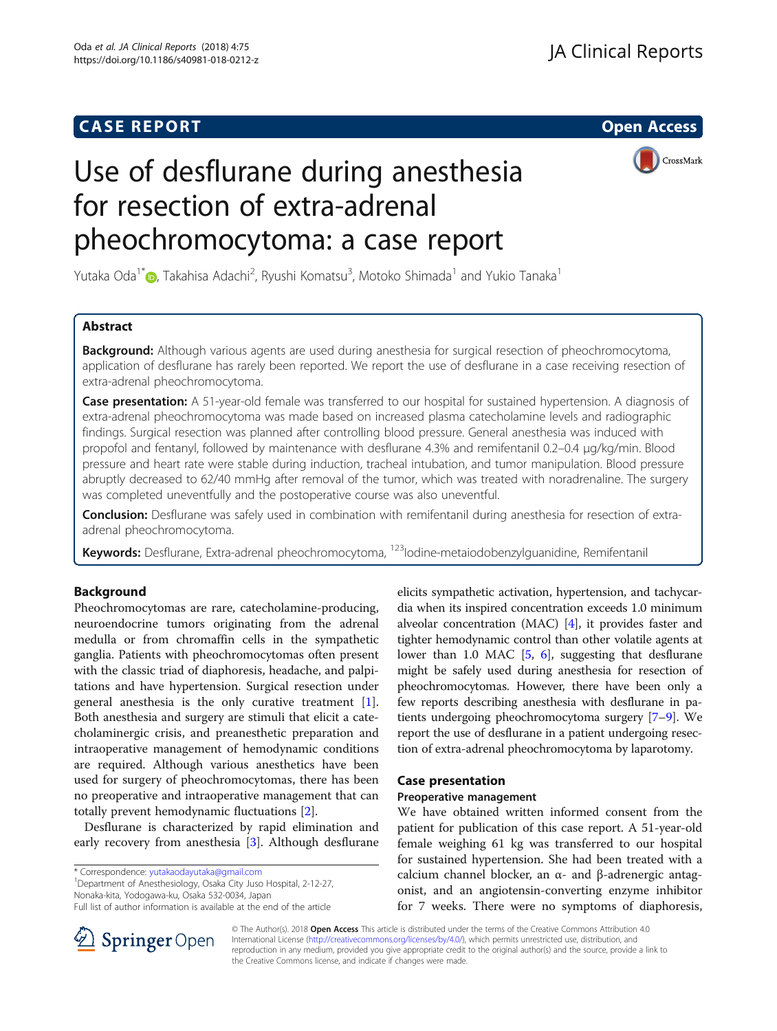CASE REPORT

Open Access

# Use of desflurane during anesthesia for resection of extra-adrenal pheochromocytoma: a case report

Yutaka Oda[1*], Takahisa Adachi[2], Ryushi Komatsu[3], Motoko Shimada[1] and Yukio Tanaka[1]

## Abstract

**Background:** Although various agents are used during anesthesia for surgical resection of pheochromocytoma, application of desflurane has rarely been reported. We report the use of desflurane in a case receiving resection of extra-adrenal pheochromocytoma.

**Case presentation:** A 51-year-old female was transferred to our hospital for sustained hypertension. A diagnosis of extra-adrenal pheochromocytoma was made based on increased plasma catecholamine levels and radiographic findings. Surgical resection was planned after controlling blood pressure. General anesthesia was induced with propofol and fentanyl, followed by maintenance with desflurane 4.3% and remifentanil 0.2–0.4 μg/kg/min. Blood pressure and heart rate were stable during induction, tracheal intubation, and tumor manipulation. Blood pressure abruptly decreased to 62/40 mmHg after removal of the tumor, which was treated with noradrenaline. The surgery was completed uneventfully and the postoperative course was also uneventful.

**Conclusion:** Desflurane was safely used in combination with remifentanil during anesthesia for resection of extra-adrenal pheochromocytoma.

**Keywords:** Desflurane, Extra-adrenal pheochromocytoma, $^{123}$Iodine-metaiodobenzylguanidine, Remifentanil

## Background

Pheochromocytomas are rare, catecholamine-producing, neuroendocrine tumors originating from the adrenal medulla or from chromaffin cells in the sympathetic ganglia. Patients with pheochromocytomas often present with the classic triad of diaphoresis, headache, and palpitations and have hypertension. Surgical resection under general anesthesia is the only curative treatment [1]. Both anesthesia and surgery are stimuli that elicit a catecholaminergic crisis, and preanesthetic preparation and intraoperative management of hemodynamic conditions are required. Although various anesthetics have been used for surgery of pheochromocytomas, there has been no preoperative and intraoperative management that can totally prevent hemodynamic fluctuations [2].

Desflurane is characterized by rapid elimination and early recovery from anesthesia [3]. Although desflurane elicits sympathetic activation, hypertension, and tachycardia when its inspired concentration exceeds 1.0 minimum alveolar concentration (MAC) [4], it provides faster and tighter hemodynamic control than other volatile agents at lower than 1.0 MAC [5, 6], suggesting that desflurane might be safely used during anesthesia for resection of pheochromocytomas. However, there have been only a few reports describing anesthesia with desflurane in patients undergoing pheochromocytoma surgery [7–9]. We report the use of desflurane in a patient undergoing resection of extra-adrenal pheochromocytoma by laparotomy.

## Case presentation

### Preoperative management

We have obtained written informed consent from the patient for publication of this case report. A 51-year-old female weighing 61 kg was transferred to our hospital for sustained hypertension. She had been treated with a calcium channel blocker, an α- and β-adrenergic antagonist, and an angiotensin-converting enzyme inhibitor for 7 weeks. There were no symptoms of diaphoresis,

* Correspondence: yutakaodayutaka@gmail.com
[1]Department of Anesthesiology, Osaka City Juso Hospital, 2-12-27, Nonaka-kita, Yodogawa-ku, Osaka 532-0034, Japan
Full list of author information is available at the end of the article

© The Author(s). 2018 **Open Access** This article is distributed under the terms of the Creative Commons Attribution 4.0 International License (http://creativecommons.org/licenses/by/4.0/), which permits unrestricted use, distribution, and reproduction in any medium, provided you give appropriate credit to the original author(s) and the source, provide a link to the Creative Commons license, and indicate if changes were made.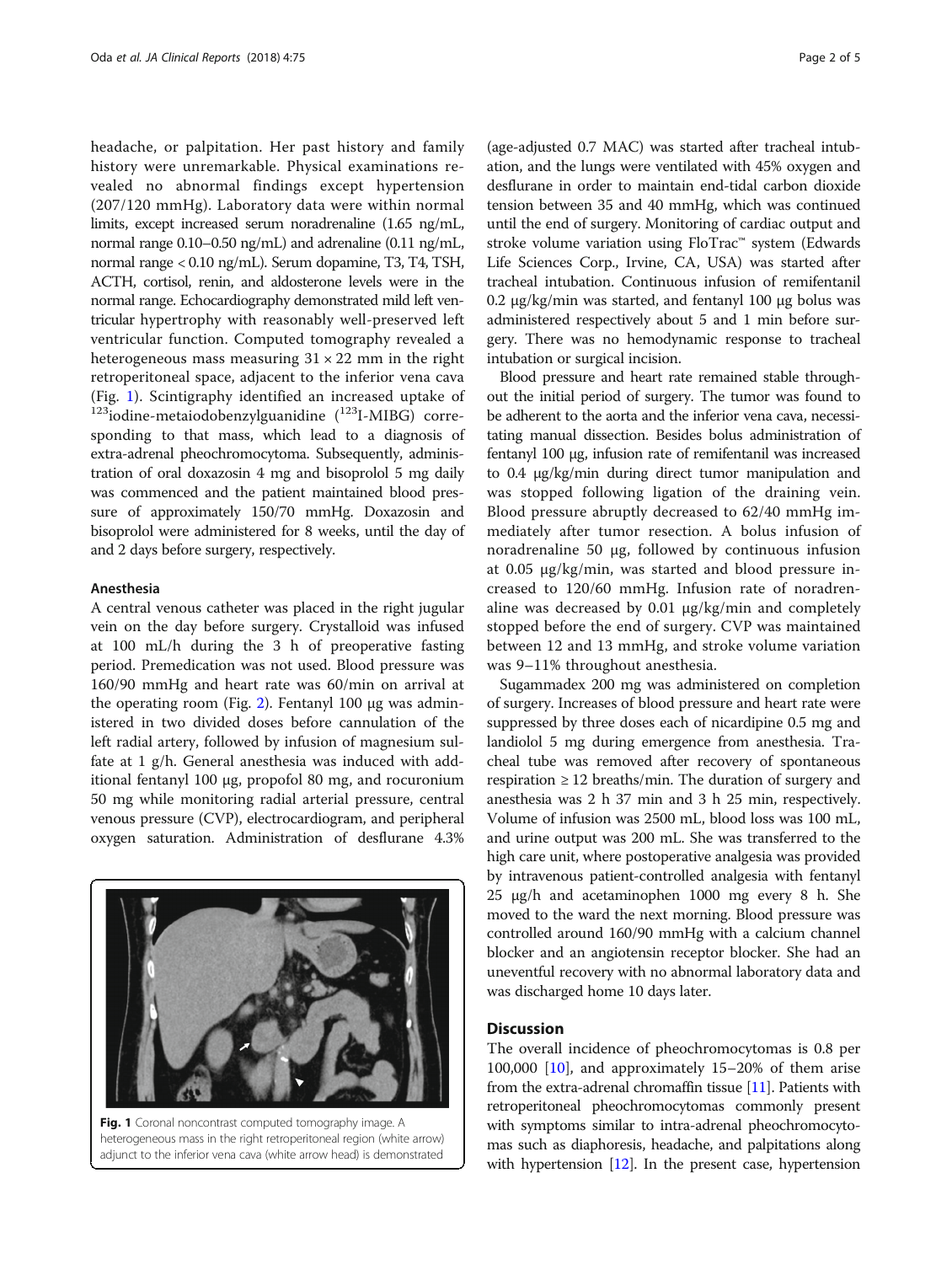headache, or palpitation. Her past history and family history were unremarkable. Physical examinations revealed no abnormal findings except hypertension (207/120 mmHg). Laboratory data were within normal limits, except increased serum noradrenaline (1.65 ng/mL, normal range 0.10–0.50 ng/mL) and adrenaline (0.11 ng/mL, normal range < 0.10 ng/mL). Serum dopamine, T3, T4, TSH, ACTH, cortisol, renin, and aldosterone levels were in the normal range. Echocardiography demonstrated mild left ventricular hypertrophy with reasonably well-preserved left ventricular function. Computed tomography revealed a heterogeneous mass measuring 31 × 22 mm in the right retroperitoneal space, adjacent to the inferior vena cava (Fig. 1). Scintigraphy identified an increased uptake of $^{123}$iodine-metaiodobenzylguanidine ($^{123}$I-MIBG) corresponding to that mass, which lead to a diagnosis of extra-adrenal pheochromocytoma. Subsequently, administration of oral doxazosin 4 mg and bisoprolol 5 mg daily was commenced and the patient maintained blood pressure of approximately 150/70 mmHg. Doxazosin and bisoprolol were administered for 8 weeks, until the day of and 2 days before surgery, respectively.

### Anesthesia

A central venous catheter was placed in the right jugular vein on the day before surgery. Crystalloid was infused at 100 mL/h during the 3 h of preoperative fasting period. Premedication was not used. Blood pressure was 160/90 mmHg and heart rate was 60/min on arrival at the operating room (Fig. 2). Fentanyl 100 μg was administered in two divided doses before cannulation of the left radial artery, followed by infusion of magnesium sulfate at 1 g/h. General anesthesia was induced with additional fentanyl 100 μg, propofol 80 mg, and rocuronium 50 mg while monitoring radial arterial pressure, central venous pressure (CVP), electrocardiogram, and peripheral oxygen saturation. Administration of desflurane 4.3% (age-adjusted 0.7 MAC) was started after tracheal intubation, and the lungs were ventilated with 45% oxygen and desflurane in order to maintain end-tidal carbon dioxide tension between 35 and 40 mmHg, which was continued until the end of surgery. Monitoring of cardiac output and stroke volume variation using FloTrac™ system (Edwards Life Sciences Corp., Irvine, CA, USA) was started after tracheal intubation. Continuous infusion of remifentanil 0.2 μg/kg/min was started, and fentanyl 100 μg bolus was administered respectively about 5 and 1 min before surgery. There was no hemodynamic response to tracheal intubation or surgical incision.

Blood pressure and heart rate remained stable throughout the initial period of surgery. The tumor was found to be adherent to the aorta and the inferior vena cava, necessitating manual dissection. Besides bolus administration of fentanyl 100 μg, infusion rate of remifentanil was increased to 0.4 μg/kg/min during direct tumor manipulation and was stopped following ligation of the draining vein. Blood pressure abruptly decreased to 62/40 mmHg immediately after tumor resection. A bolus infusion of noradrenaline 50 μg, followed by continuous infusion at 0.05 μg/kg/min, was started and blood pressure increased to 120/60 mmHg. Infusion rate of noradrenaline was decreased by 0.01 μg/kg/min and completely stopped before the end of surgery. CVP was maintained between 12 and 13 mmHg, and stroke volume variation was 9–11% throughout anesthesia.

Sugammadex 200 mg was administered on completion of surgery. Increases of blood pressure and heart rate were suppressed by three doses each of nicardipine 0.5 mg and landiolol 5 mg during emergence from anesthesia. Tracheal tube was removed after recovery of spontaneous respiration ≥ 12 breaths/min. The duration of surgery and anesthesia was 2 h 37 min and 3 h 25 min, respectively. Volume of infusion was 2500 mL, blood loss was 100 mL, and urine output was 200 mL. She was transferred to the high care unit, where postoperative analgesia was provided by intravenous patient-controlled analgesia with fentanyl 25 μg/h and acetaminophen 1000 mg every 8 h. She moved to the ward the next morning. Blood pressure was controlled around 160/90 mmHg with a calcium channel blocker and an angiotensin receptor blocker. She had an uneventful recovery with no abnormal laboratory data and was discharged home 10 days later.

**Fig. 1** Coronal noncontrast computed tomography image. A heterogeneous mass in the right retroperitoneal region (white arrow) adjunct to the inferior vena cava (white arrow head) is demonstrated

## Discussion

The overall incidence of pheochromocytomas is 0.8 per 100,000 [10], and approximately 15–20% of them arise from the extra-adrenal chromaffin tissue [11]. Patients with retroperitoneal pheochromocytomas commonly present with symptoms similar to intra-adrenal pheochromocytomas such as diaphoresis, headache, and palpitations along with hypertension [12]. In the present case, hypertension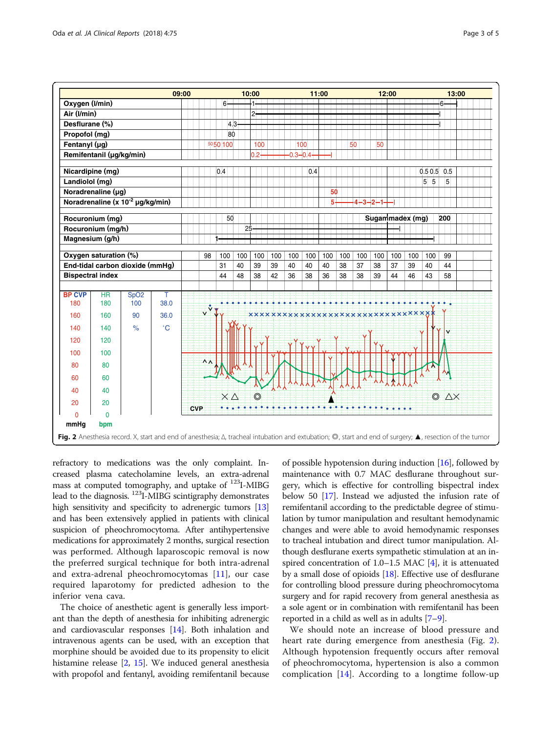Fig. 2 Anesthesia record. X, start and end of anesthesia; Δ, tracheal intubation and extubation; ◎, start and end of surgery; ▲, resection of the tumor

refractory to medications was the only complaint. Increased plasma catecholamine levels, an extra-adrenal mass at computed tomography, and uptake of [123]I-MIBG lead to the diagnosis. [123]I-MIBG scintigraphy demonstrates high sensitivity and specificity to adrenergic tumors [13] and has been extensively applied in patients with clinical suspicion of pheochromocytoma. After antihypertensive medications for approximately 2 months, surgical resection was performed. Although laparoscopic removal is now the preferred surgical technique for both intra-adrenal and extra-adrenal pheochromocytomas [11], our case required laparotomy for predicted adhesion to the inferior vena cava.

The choice of anesthetic agent is generally less important than the depth of anesthesia for inhibiting adrenergic and cardiovascular responses [14]. Both inhalation and intravenous agents can be used, with an exception that morphine should be avoided due to its propensity to elicit histamine release [2, 15]. We induced general anesthesia with propofol and fentanyl, avoiding remifentanil because of possible hypotension during induction [16], followed by maintenance with 0.7 MAC desflurane throughout surgery, which is effective for controlling bispectral index below 50 [17]. Instead we adjusted the infusion rate of remifentanil according to the predictable degree of stimulation by tumor manipulation and resultant hemodynamic changes and were able to avoid hemodynamic responses to tracheal intubation and direct tumor manipulation. Although desflurane exerts sympathetic stimulation at an inspired concentration of 1.0–1.5 MAC [4], it is attenuated by a small dose of opioids [18]. Effective use of desflurane for controlling blood pressure during pheochromocytoma surgery and for rapid recovery from general anesthesia as a sole agent or in combination with remifentanil has been reported in a child as well as in adults [7–9].

We should note an increase of blood pressure and heart rate during emergence from anesthesia (Fig. 2). Although hypotension frequently occurs after removal of pheochromocytoma, hypertension is also a common complication [14]. According to a longtime follow-up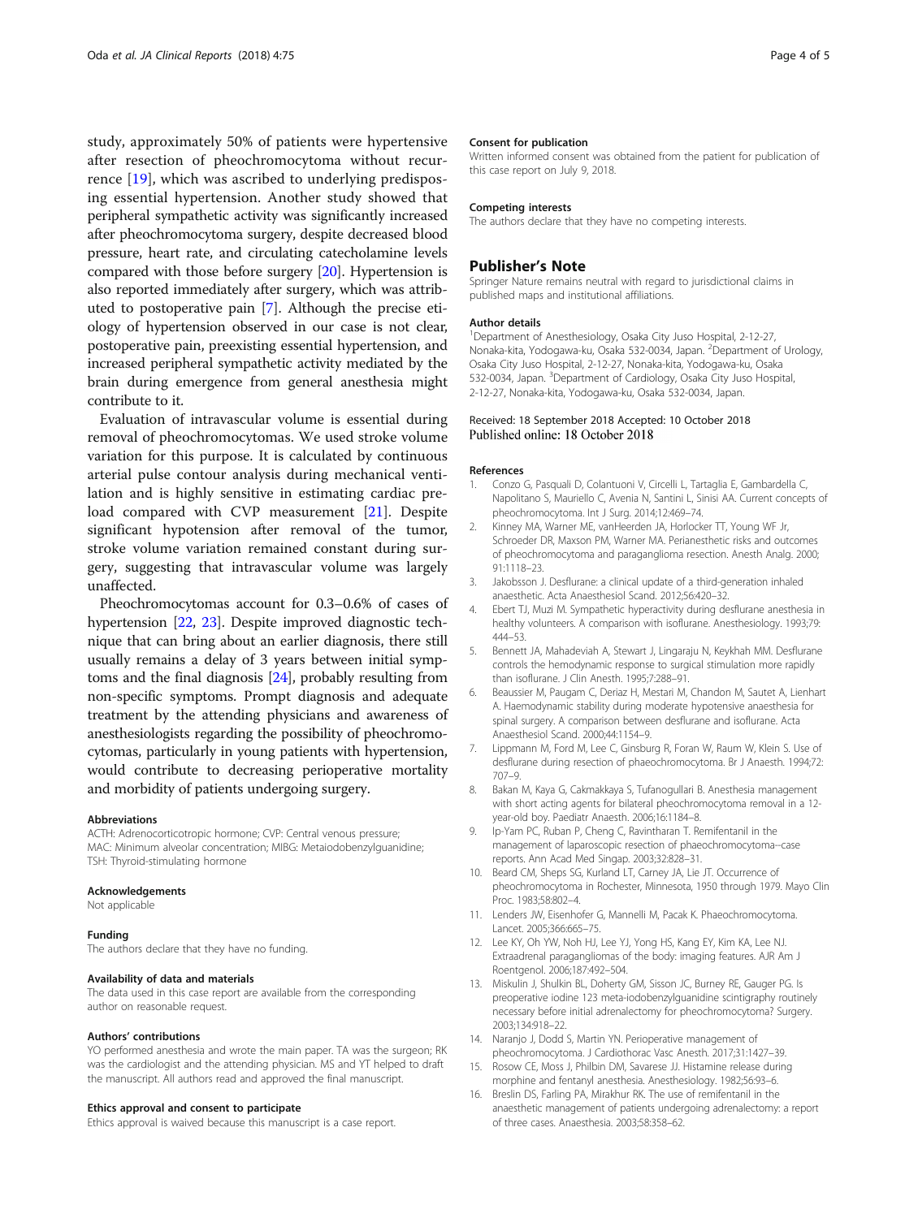study, approximately 50% of patients were hypertensive after resection of pheochromocytoma without recurrence [19], which was ascribed to underlying predisposing essential hypertension. Another study showed that peripheral sympathetic activity was significantly increased after pheochromocytoma surgery, despite decreased blood pressure, heart rate, and circulating catecholamine levels compared with those before surgery [20]. Hypertension is also reported immediately after surgery, which was attributed to postoperative pain [7]. Although the precise etiology of hypertension observed in our case is not clear, postoperative pain, preexisting essential hypertension, and increased peripheral sympathetic activity mediated by the brain during emergence from general anesthesia might contribute to it.

Evaluation of intravascular volume is essential during removal of pheochromocytomas. We used stroke volume variation for this purpose. It is calculated by continuous arterial pulse contour analysis during mechanical ventilation and is highly sensitive in estimating cardiac preload compared with CVP measurement [21]. Despite significant hypotension after removal of the tumor, stroke volume variation remained constant during surgery, suggesting that intravascular volume was largely unaffected.

Pheochromocytomas account for 0.3–0.6% of cases of hypertension [22, 23]. Despite improved diagnostic technique that can bring about an earlier diagnosis, there still usually remains a delay of 3 years between initial symptoms and the final diagnosis [24], probably resulting from non-specific symptoms. Prompt diagnosis and adequate treatment by the attending physicians and awareness of anesthesiologists regarding the possibility of pheochromocytomas, particularly in young patients with hypertension, would contribute to decreasing perioperative mortality and morbidity of patients undergoing surgery.

#### Abbreviations

ACTH: Adrenocorticotropic hormone; CVP: Central venous pressure; MAC: Minimum alveolar concentration; MIBG: Metaiodobenzylguanidine; TSH: Thyroid-stimulating hormone

#### Acknowledgements

Not applicable

#### Funding

The authors declare that they have no funding.

#### Availability of data and materials

The data used in this case report are available from the corresponding author on reasonable request.

#### Authors' contributions

YO performed anesthesia and wrote the main paper. TA was the surgeon; RK was the cardiologist and the attending physician. MS and YT helped to draft the manuscript. All authors read and approved the final manuscript.

#### Ethics approval and consent to participate

Ethics approval is waived because this manuscript is a case report.

#### Consent for publication

Written informed consent was obtained from the patient for publication of this case report on July 9, 2018.

#### Competing interests

The authors declare that they have no competing interests.

### Publisher's Note

Springer Nature remains neutral with regard to jurisdictional claims in published maps and institutional affiliations.

#### Author details

[1]Department of Anesthesiology, Osaka City Juso Hospital, 2-12-27, Nonaka-kita, Yodogawa-ku, Osaka 532-0034, Japan. [2]Department of Urology, Osaka City Juso Hospital, 2-12-27, Nonaka-kita, Yodogawa-ku, Osaka 532-0034, Japan. [3]Department of Cardiology, Osaka City Juso Hospital, 2-12-27, Nonaka-kita, Yodogawa-ku, Osaka 532-0034, Japan.

Received: 18 September 2018 Accepted: 10 October 2018
Published online: 18 October 2018

#### References

1. Conzo G, Pasquali D, Colantuoni V, Circelli L, Tartaglia E, Gambardella C, Napolitano S, Mauriello C, Avenia N, Santini L, Sinisi AA. Current concepts of pheochromocytoma. Int J Surg. 2014;12:469–74.
2. Kinney MA, Warner ME, vanHeerden JA, Horlocker TT, Young WF Jr, Schroeder DR, Maxson PM, Warner MA. Perianesthetic risks and outcomes of pheochromocytoma and paraganglioma resection. Anesth Analg. 2000; 91:1118–23.
3. Jakobsson J. Desflurane: a clinical update of a third-generation inhaled anaesthetic. Acta Anaesthesiol Scand. 2012;56:420–32.
4. Ebert TJ, Muzi M. Sympathetic hyperactivity during desflurane anesthesia in healthy volunteers. A comparison with isoflurane. Anesthesiology. 1993;79: 444–53.
5. Bennett JA, Mahadeviah A, Stewart J, Lingaraju N, Keykhah MM. Desflurane controls the hemodynamic response to surgical stimulation more rapidly than isoflurane. J Clin Anesth. 1995;7:288–91.
6. Beaussier M, Paugam C, Deriaz H, Mestari M, Chandon M, Sautet A, Lienhart A. Haemodynamic stability during moderate hypotensive anaesthesia for spinal surgery. A comparison between desflurane and isoflurane. Acta Anaesthesiol Scand. 2000;44:1154–9.
7. Lippmann M, Ford M, Lee C, Ginsburg R, Foran W, Raum W, Klein S. Use of desflurane during resection of phaeochromocytoma. Br J Anaesth. 1994;72: 707–9.
8. Bakan M, Kaya G, Cakmakkaya S, Tufanogullari B. Anesthesia management with short acting agents for bilateral pheochromocytoma removal in a 12-year-old boy. Paediatr Anaesth. 2006;16:1184–8.
9. Ip-Yam PC, Ruban P, Cheng C, Ravintharan T. Remifentanil in the management of laparoscopic resection of phaeochromocytoma--case reports. Ann Acad Med Singap. 2003;32:828–31.
10. Beard CM, Sheps SG, Kurland LT, Carney JA, Lie JT. Occurrence of pheochromocytoma in Rochester, Minnesota, 1950 through 1979. Mayo Clin Proc. 1983;58:802–4.
11. Lenders JW, Eisenhofer G, Mannelli M, Pacak K. Phaeochromocytoma. Lancet. 2005;366:665–75.
12. Lee KY, Oh YW, Noh HJ, Lee YJ, Yong HS, Kang EY, Kim KA, Lee NJ. Extraadrenal paragangliomas of the body: imaging features. AJR Am J Roentgenol. 2006;187:492–504.
13. Miskulin J, Shulkin BL, Doherty GM, Sisson JC, Burney RE, Gauger PG. Is preoperative iodine 123 meta-iodobenzylguanidine scintigraphy routinely necessary before initial adrenalectomy for pheochromocytoma? Surgery. 2003;134:918–22.
14. Naranjo J, Dodd S, Martin YN. Perioperative management of pheochromocytoma. J Cardiothorac Vasc Anesth. 2017;31:1427–39.
15. Rosow CE, Moss J, Philbin DM, Savarese JJ. Histamine release during morphine and fentanyl anesthesia. Anesthesiology. 1982;56:93–6.
16. Breslin DS, Farling PA, Mirakhur RK. The use of remifentanil in the anaesthetic management of patients undergoing adrenalectomy: a report of three cases. Anaesthesia. 2003;58:358–62.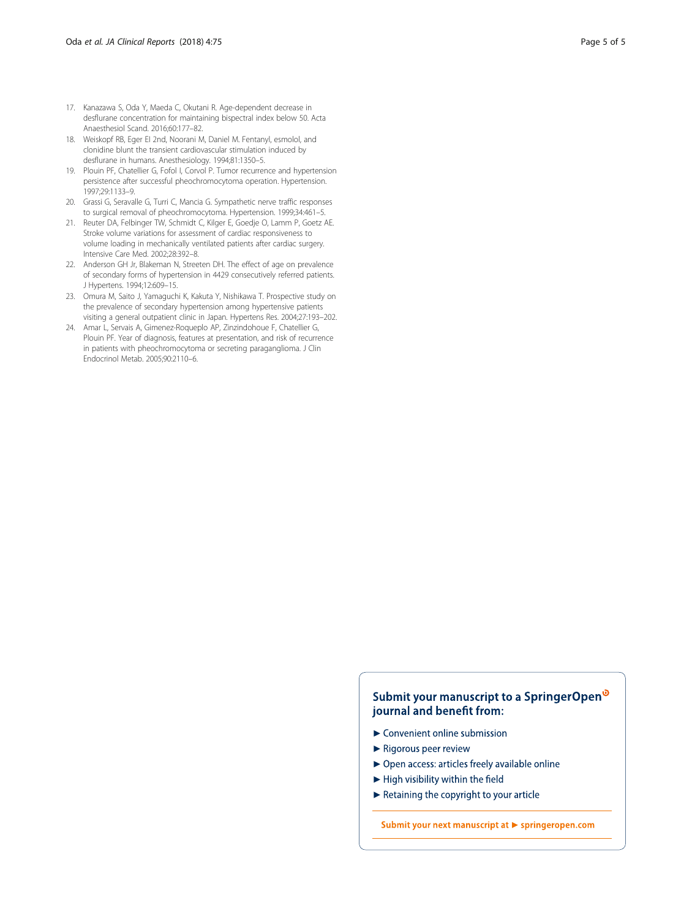17. Kanazawa S, Oda Y, Maeda C, Okutani R. Age-dependent decrease in desflurane concentration for maintaining bispectral index below 50. Acta Anaesthesiol Scand. 2016;60:177–82.
18. Weiskopf RB, Eger EI 2nd, Noorani M, Daniel M. Fentanyl, esmolol, and clonidine blunt the transient cardiovascular stimulation induced by desflurane in humans. Anesthesiology. 1994;81:1350–5.
19. Plouin PF, Chatellier G, Fofol I, Corvol P. Tumor recurrence and hypertension persistence after successful pheochromocytoma operation. Hypertension. 1997;29:1133–9.
20. Grassi G, Seravalle G, Turri C, Mancia G. Sympathetic nerve traffic responses to surgical removal of pheochromocytoma. Hypertension. 1999;34:461–5.
21. Reuter DA, Felbinger TW, Schmidt C, Kilger E, Goedje O, Lamm P, Goetz AE. Stroke volume variations for assessment of cardiac responsiveness to volume loading in mechanically ventilated patients after cardiac surgery. Intensive Care Med. 2002;28:392–8.
22. Anderson GH Jr, Blakeman N, Streeten DH. The effect of age on prevalence of secondary forms of hypertension in 4429 consecutively referred patients. J Hypertens. 1994;12:609–15.
23. Omura M, Saito J, Yamaguchi K, Kakuta Y, Nishikawa T. Prospective study on the prevalence of secondary hypertension among hypertensive patients visiting a general outpatient clinic in Japan. Hypertens Res. 2004;27:193–202.
24. Amar L, Servais A, Gimenez-Roqueplo AP, Zinzindohoue F, Chatellier G, Plouin PF. Year of diagnosis, features at presentation, and risk of recurrence in patients with pheochromocytoma or secreting paraganglioma. J Clin Endocrinol Metab. 2005;90:2110–6.

**Submit your manuscript to a SpringerOpen journal and benefit from:**

- ► Convenient online submission
- ► Rigorous peer review
- ► Open access: articles freely available online
- ► High visibility within the field
- ► Retaining the copyright to your article

**Submit your next manuscript at ► springeropen.com**